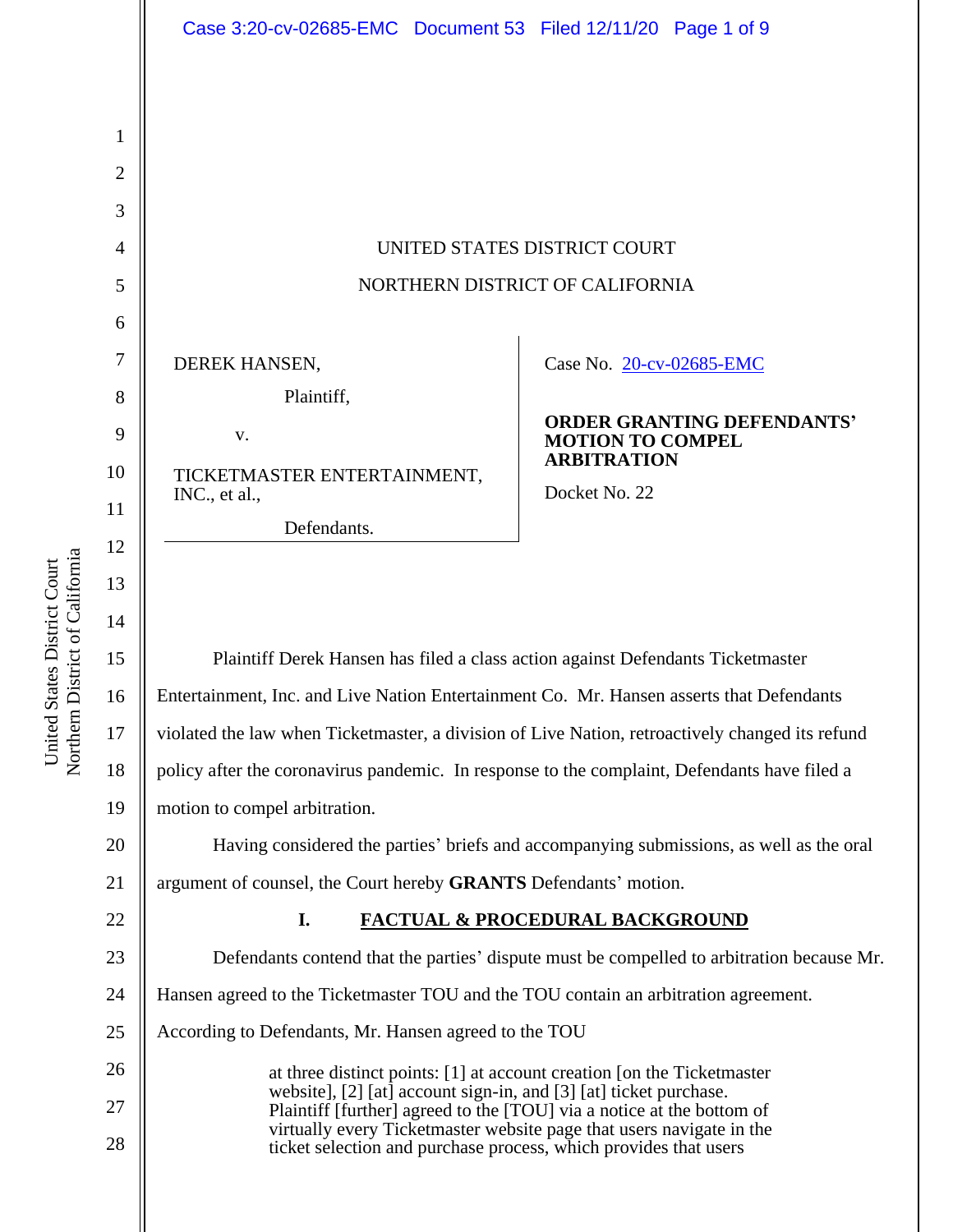UNITED STATES DISTRICT COURT

NORTHERN DISTRICT OF CALIFORNIA

DEREK HANSEN,

Plaintiff,

v.

TICKETMASTER ENTERTAINMENT, INC., et al.,

Defendants.

Case No. 20-cv-02685-EMC

**ORDER GRANTING DEFENDANTS' MOTION TO COMPEL ARBITRATION**

Docket No. 22

Plaintiff Derek Hansen has filed a class action against Defendants Ticketmaster Entertainment, Inc. and Live Nation Entertainment Co. Mr. Hansen asserts that Defendants violated the law when Ticketmaster, a division of Live Nation, retroactively changed its refund policy after the coronavirus pandemic. In response to the complaint, Defendants have filed a motion to compel arbitration.

Having considered the parties' briefs and accompanying submissions, as well as the oral argument of counsel, the Court hereby **GRANTS** Defendants' motion.

## I. FACTUAL & PROCEDURAL BACKGROUND

Defendants contend that the parties' dispute must be compelled to arbitration because Mr. Hansen agreed to the Ticketmaster TOU and the TOU contain an arbitration agreement. According to Defendants, Mr. Hansen agreed to the TOU

> at three distinct points: [1] at account creation [on the Ticketmaster website], [2] [at] account sign-in, and [3] [at] ticket purchase. Plaintiff [further] agreed to the [TOU] via a notice at the bottom of virtually every Ticketmaster website page that users navigate in the ticket selection and purchase process, which provides that users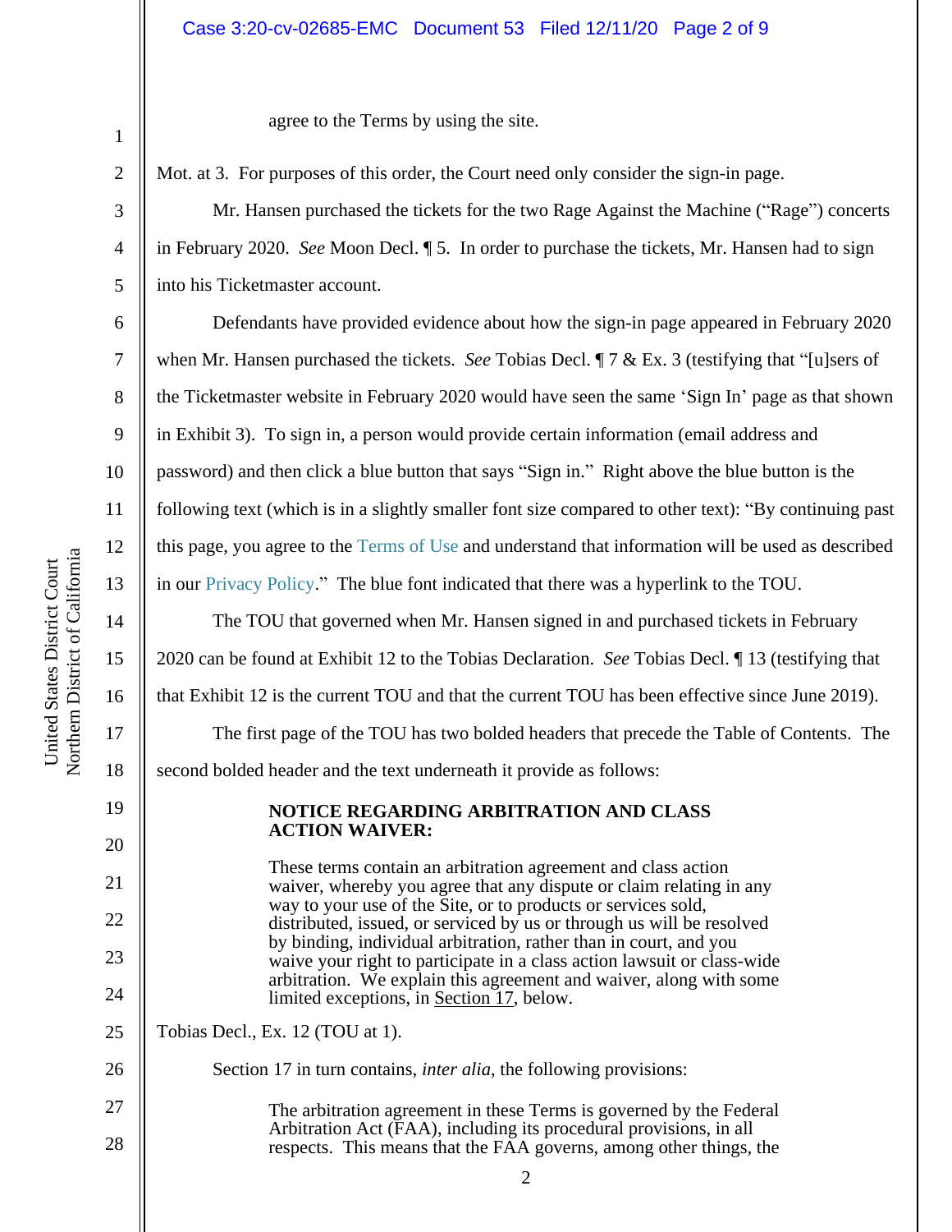agree to the Terms by using the site.

Mot. at 3. For purposes of this order, the Court need only consider the sign-in page.

Mr. Hansen purchased the tickets for the two Rage Against the Machine ("Rage") concerts in February 2020. *See* Moon Decl. ¶ 5. In order to purchase the tickets, Mr. Hansen had to sign into his Ticketmaster account.

Defendants have provided evidence about how the sign-in page appeared in February 2020 when Mr. Hansen purchased the tickets. *See* Tobias Decl. ¶ 7 & Ex. 3 (testifying that "[u]sers of the Ticketmaster website in February 2020 would have seen the same 'Sign In' page as that shown in Exhibit 3). To sign in, a person would provide certain information (email address and password) and then click a blue button that says "Sign in." Right above the blue button is the following text (which is in a slightly smaller font size compared to other text): "By continuing past this page, you agree to the Terms of Use and understand that information will be used as described in our Privacy Policy." The blue font indicated that there was a hyperlink to the TOU.

The TOU that governed when Mr. Hansen signed in and purchased tickets in February 2020 can be found at Exhibit 12 to the Tobias Declaration. *See* Tobias Decl. ¶ 13 (testifying that that Exhibit 12 is the current TOU and that the current TOU has been effective since June 2019).

The first page of the TOU has two bolded headers that precede the Table of Contents. The second bolded header and the text underneath it provide as follows:

> **NOTICE REGARDING ARBITRATION AND CLASS ACTION WAIVER:**
>
> These terms contain an arbitration agreement and class action waiver, whereby you agree that any dispute or claim relating in any way to your use of the Site, or to products or services sold, distributed, issued, or serviced by us or through us will be resolved by binding, individual arbitration, rather than in court, and you waive your right to participate in a class action lawsuit or class-wide arbitration. We explain this agreement and waiver, along with some limited exceptions, in Section 17, below.

Tobias Decl., Ex. 12 (TOU at 1).

Section 17 in turn contains, *inter alia*, the following provisions:

> The arbitration agreement in these Terms is governed by the Federal Arbitration Act (FAA), including its procedural provisions, in all respects. This means that the FAA governs, among other things, the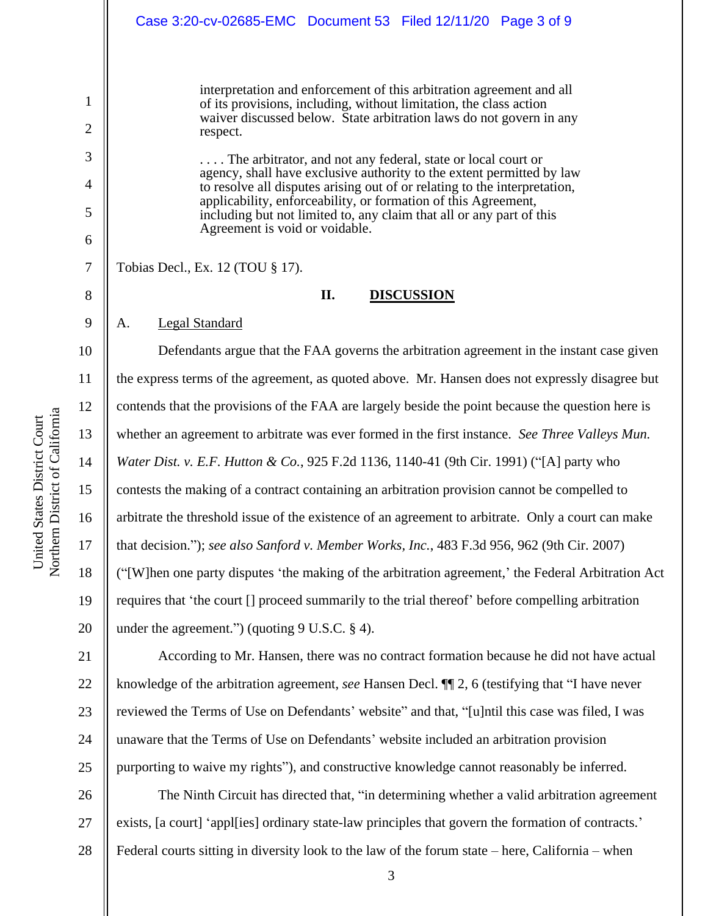> interpretation and enforcement of this arbitration agreement and all of its provisions, including, without limitation, the class action waiver discussed below. State arbitration laws do not govern in any respect.
>
> . . . . The arbitrator, and not any federal, state or local court or agency, shall have exclusive authority to the extent permitted by law to resolve all disputes arising out of or relating to the interpretation, applicability, enforceability, or formation of this Agreement, including but not limited to, any claim that all or any part of this Agreement is void or voidable.

Tobias Decl., Ex. 12 (TOU § 17).

## II. DISCUSSION

### A. Legal Standard

Defendants argue that the FAA governs the arbitration agreement in the instant case given the express terms of the agreement, as quoted above. Mr. Hansen does not expressly disagree but contends that the provisions of the FAA are largely beside the point because the question here is whether an agreement to arbitrate was ever formed in the first instance. *See Three Valleys Mun. Water Dist. v. E.F. Hutton & Co.*, 925 F.2d 1136, 1140-41 (9th Cir. 1991) ("[A] party who contests the making of a contract containing an arbitration provision cannot be compelled to arbitrate the threshold issue of the existence of an agreement to arbitrate. Only a court can make that decision."); *see also Sanford v. Member Works, Inc.*, 483 F.3d 956, 962 (9th Cir. 2007) ("[W]hen one party disputes 'the making of the arbitration agreement,' the Federal Arbitration Act requires that 'the court [] proceed summarily to the trial thereof' before compelling arbitration under the agreement.") (quoting 9 U.S.C. § 4).

According to Mr. Hansen, there was no contract formation because he did not have actual knowledge of the arbitration agreement, *see* Hansen Decl. ¶¶ 2, 6 (testifying that "I have never reviewed the Terms of Use on Defendants' website" and that, "[u]ntil this case was filed, I was unaware that the Terms of Use on Defendants' website included an arbitration provision purporting to waive my rights"), and constructive knowledge cannot reasonably be inferred.

The Ninth Circuit has directed that, "in determining whether a valid arbitration agreement exists, [a court] 'appl[ies] ordinary state-law principles that govern the formation of contracts.' Federal courts sitting in diversity look to the law of the forum state – here, California – when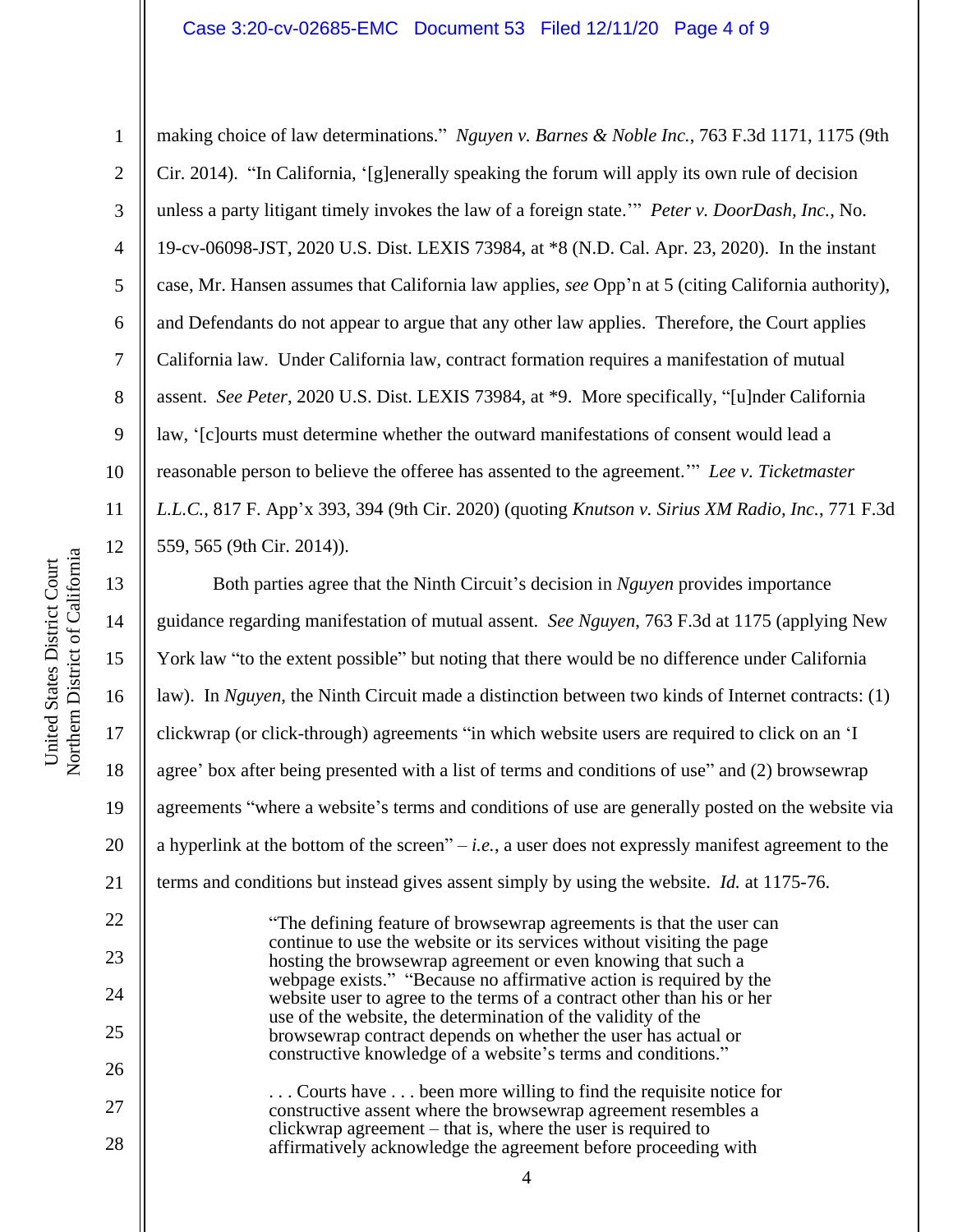making choice of law determinations." *Nguyen v. Barnes & Noble Inc.*, 763 F.3d 1171, 1175 (9th Cir. 2014). "In California, '[g]enerally speaking the forum will apply its own rule of decision unless a party litigant timely invokes the law of a foreign state.'" *Peter v. DoorDash, Inc.*, No. 19-cv-06098-JST, 2020 U.S. Dist. LEXIS 73984, at *8 (N.D. Cal. Apr. 23, 2020). In the instant case, Mr. Hansen assumes that California law applies, *see* Opp'n at 5 (citing California authority), and Defendants do not appear to argue that any other law applies. Therefore, the Court applies California law. Under California law, contract formation requires a manifestation of mutual assent. *See Peter*, 2020 U.S. Dist. LEXIS 73984, at *9. More specifically, "[u]nder California law, '[c]ourts must determine whether the outward manifestations of consent would lead a reasonable person to believe the offeree has assented to the agreement.'" *Lee v. Ticketmaster L.L.C.*, 817 F. App'x 393, 394 (9th Cir. 2020) (quoting *Knutson v. Sirius XM Radio, Inc.*, 771 F.3d 559, 565 (9th Cir. 2014)).

Both parties agree that the Ninth Circuit's decision in *Nguyen* provides importance guidance regarding manifestation of mutual assent. *See Nguyen*, 763 F.3d at 1175 (applying New York law "to the extent possible" but noting that there would be no difference under California law). In *Nguyen*, the Ninth Circuit made a distinction between two kinds of Internet contracts: (1) clickwrap (or click-through) agreements "in which website users are required to click on an 'I agree' box after being presented with a list of terms and conditions of use" and (2) browsewrap agreements "where a website's terms and conditions of use are generally posted on the website via a hyperlink at the bottom of the screen" – *i.e.*, a user does not expressly manifest agreement to the terms and conditions but instead gives assent simply by using the website. *Id.* at 1175-76.

> "The defining feature of browsewrap agreements is that the user can continue to use the website or its services without visiting the page hosting the browsewrap agreement or even knowing that such a webpage exists." "Because no affirmative action is required by the website user to agree to the terms of a contract other than his or her use of the website, the determination of the validity of the browsewrap contract depends on whether the user has actual or constructive knowledge of a website's terms and conditions."
>
> . . . Courts have . . . been more willing to find the requisite notice for constructive assent where the browsewrap agreement resembles a clickwrap agreement – that is, where the user is required to affirmatively acknowledge the agreement before proceeding with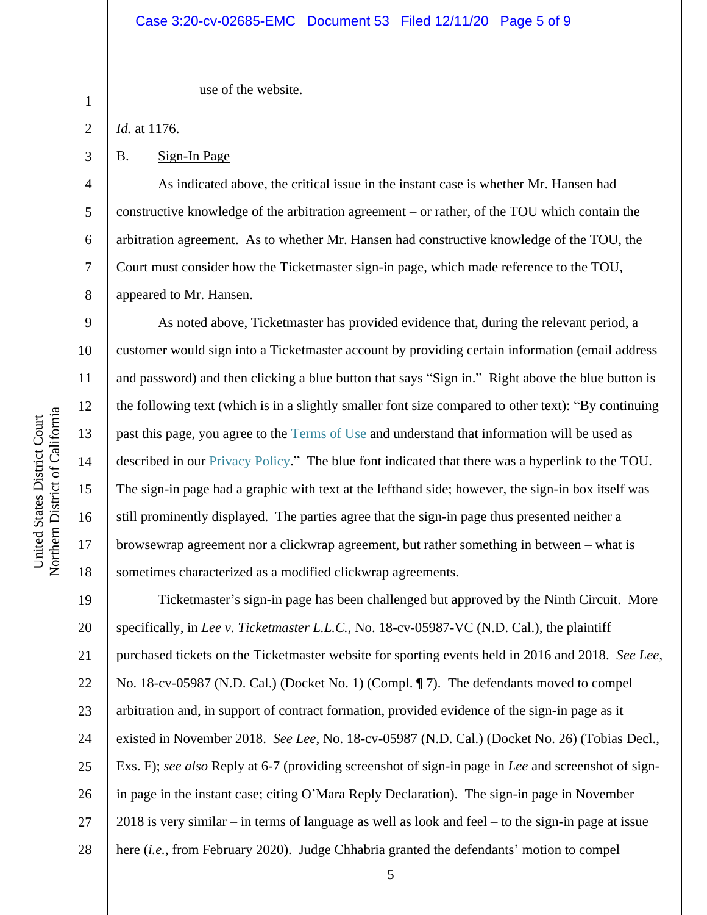use of the website.

*Id.* at 1176.

B. Sign-In Page

As indicated above, the critical issue in the instant case is whether Mr. Hansen had constructive knowledge of the arbitration agreement – or rather, of the TOU which contain the arbitration agreement. As to whether Mr. Hansen had constructive knowledge of the TOU, the Court must consider how the Ticketmaster sign-in page, which made reference to the TOU, appeared to Mr. Hansen.

As noted above, Ticketmaster has provided evidence that, during the relevant period, a customer would sign into a Ticketmaster account by providing certain information (email address and password) and then clicking a blue button that says "Sign in." Right above the blue button is the following text (which is in a slightly smaller font size compared to other text): "By continuing past this page, you agree to the Terms of Use and understand that information will be used as described in our Privacy Policy." The blue font indicated that there was a hyperlink to the TOU. The sign-in page had a graphic with text at the lefthand side; however, the sign-in box itself was still prominently displayed. The parties agree that the sign-in page thus presented neither a browsewrap agreement nor a clickwrap agreement, but rather something in between – what is sometimes characterized as a modified clickwrap agreements.

Ticketmaster's sign-in page has been challenged but approved by the Ninth Circuit. More specifically, in *Lee v. Ticketmaster L.L.C.*, No. 18-cv-05987-VC (N.D. Cal.), the plaintiff purchased tickets on the Ticketmaster website for sporting events held in 2016 and 2018. *See Lee*, No. 18-cv-05987 (N.D. Cal.) (Docket No. 1) (Compl. ¶ 7). The defendants moved to compel arbitration and, in support of contract formation, provided evidence of the sign-in page as it existed in November 2018. *See Lee*, No. 18-cv-05987 (N.D. Cal.) (Docket No. 26) (Tobias Decl., Exs. F); *see also* Reply at 6-7 (providing screenshot of sign-in page in *Lee* and screenshot of sign-in page in the instant case; citing O'Mara Reply Declaration). The sign-in page in November 2018 is very similar – in terms of language as well as look and feel – to the sign-in page at issue here (*i.e.*, from February 2020). Judge Chhabria granted the defendants' motion to compel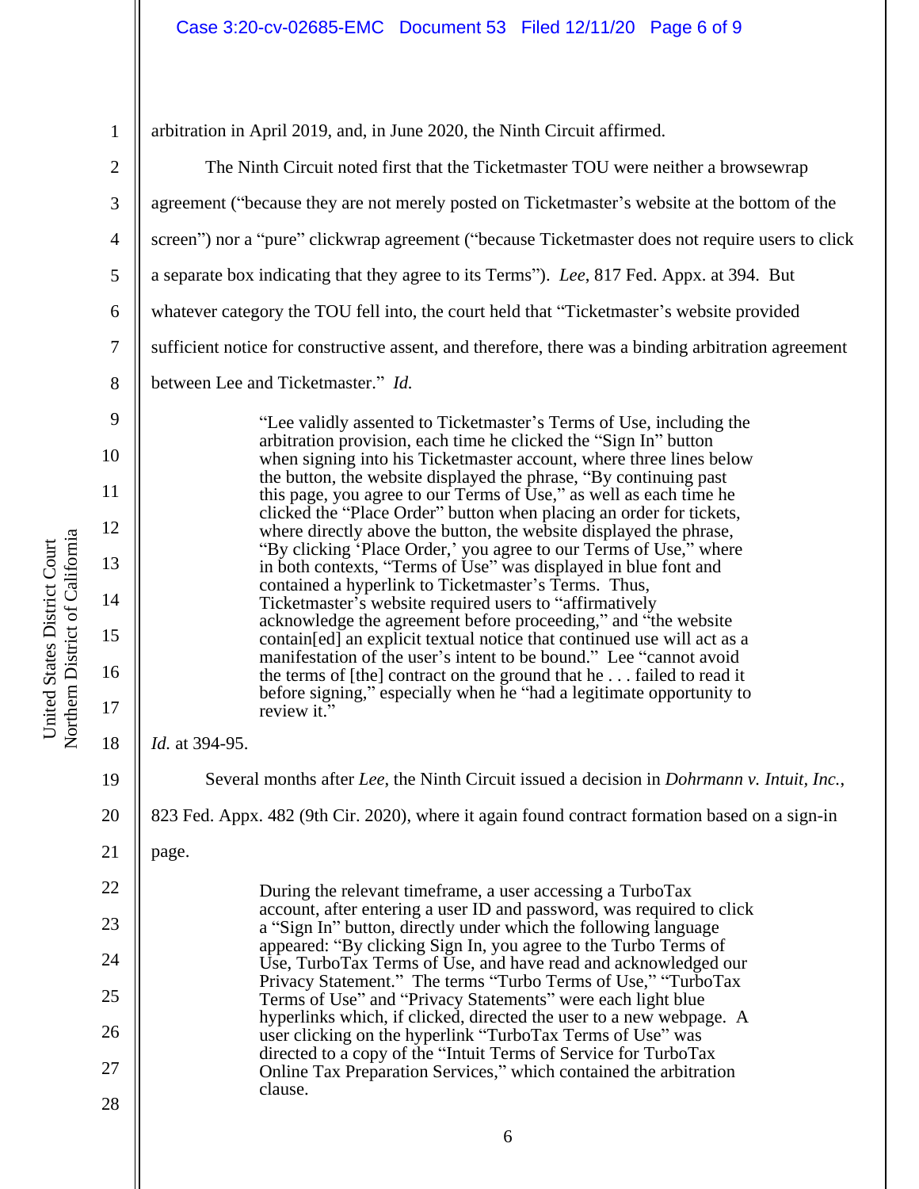arbitration in April 2019, and, in June 2020, the Ninth Circuit affirmed.

The Ninth Circuit noted first that the Ticketmaster TOU were neither a browsewrap agreement ("because they are not merely posted on Ticketmaster's website at the bottom of the screen") nor a "pure" clickwrap agreement ("because Ticketmaster does not require users to click a separate box indicating that they agree to its Terms"). *Lee*, 817 Fed. Appx. at 394. But whatever category the TOU fell into, the court held that "Ticketmaster's website provided sufficient notice for constructive assent, and therefore, there was a binding arbitration agreement between Lee and Ticketmaster." *Id.*

> "Lee validly assented to Ticketmaster's Terms of Use, including the arbitration provision, each time he clicked the "Sign In" button when signing into his Ticketmaster account, where three lines below the button, the website displayed the phrase, "By continuing past this page, you agree to our Terms of Use," as well as each time he clicked the "Place Order" button when placing an order for tickets, where directly above the button, the website displayed the phrase, "By clicking 'Place Order,' you agree to our Terms of Use," where in both contexts, "Terms of Use" was displayed in blue font and contained a hyperlink to Ticketmaster's Terms. Thus, Ticketmaster's website required users to "affirmatively acknowledge the agreement before proceeding," and "the website contain[ed] an explicit textual notice that continued use will act as a manifestation of the user's intent to be bound." Lee "cannot avoid the terms of [the] contract on the ground that he . . . failed to read it before signing," especially when he "had a legitimate opportunity to review it."

*Id.* at 394-95.

Several months after *Lee*, the Ninth Circuit issued a decision in *Dohrmann v. Intuit, Inc.*, 823 Fed. Appx. 482 (9th Cir. 2020), where it again found contract formation based on a sign-in page.

> During the relevant timeframe, a user accessing a TurboTax account, after entering a user ID and password, was required to click a "Sign In" button, directly under which the following language appeared: "By clicking Sign In, you agree to the Turbo Terms of Use, TurboTax Terms of Use, and have read and acknowledged our Privacy Statement." The terms "Turbo Terms of Use," "TurboTax Terms of Use" and "Privacy Statements" were each light blue hyperlinks which, if clicked, directed the user to a new webpage. A user clicking on the hyperlink "TurboTax Terms of Use" was directed to a copy of the "Intuit Terms of Service for TurboTax Online Tax Preparation Services," which contained the arbitration clause.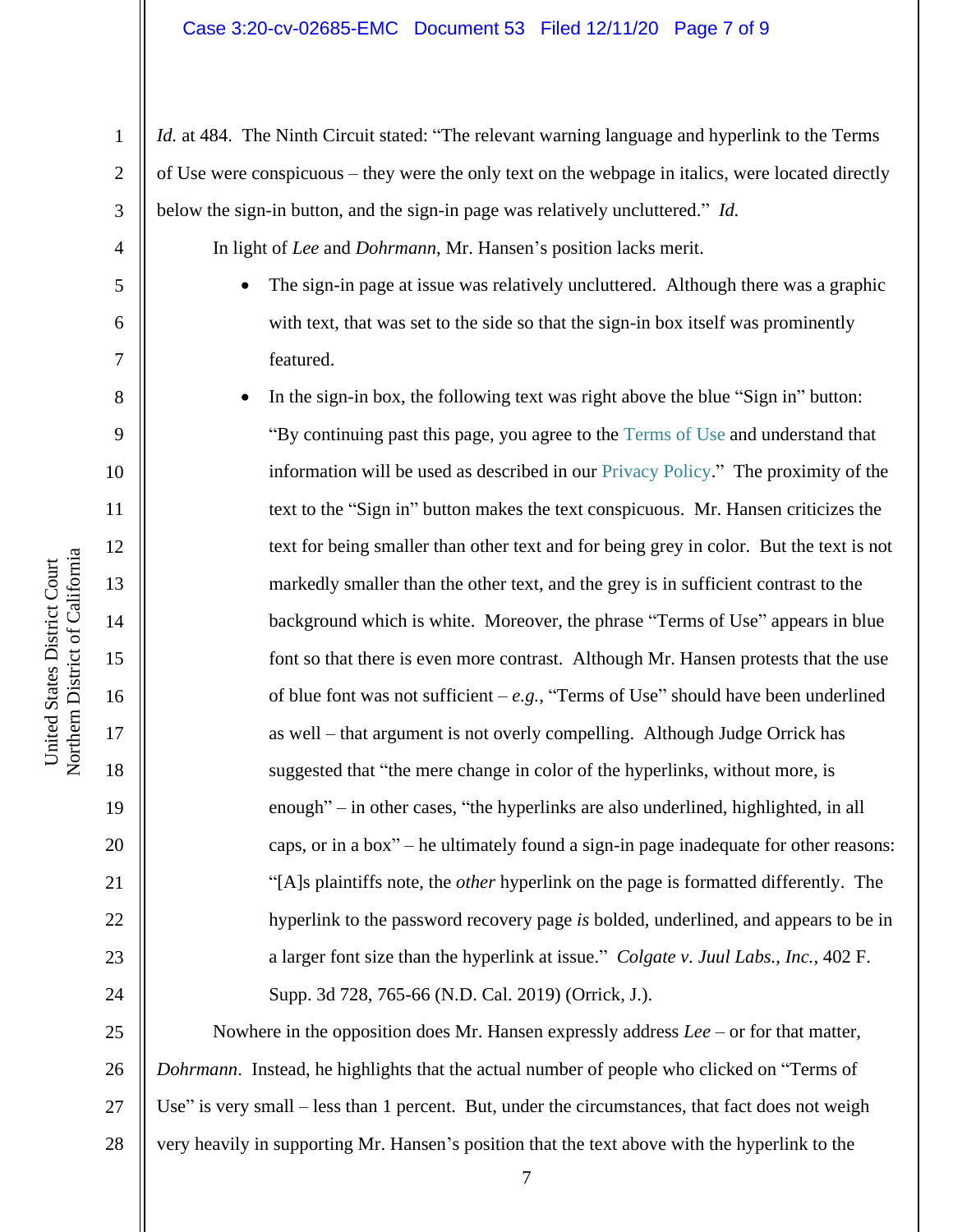*Id.* at 484. The Ninth Circuit stated: "The relevant warning language and hyperlink to the Terms of Use were conspicuous – they were the only text on the webpage in italics, were located directly below the sign-in button, and the sign-in page was relatively uncluttered." *Id.*

In light of *Lee* and *Dohrmann*, Mr. Hansen's position lacks merit.

- The sign-in page at issue was relatively uncluttered. Although there was a graphic with text, that was set to the side so that the sign-in box itself was prominently featured.
- In the sign-in box, the following text was right above the blue "Sign in" button: "By continuing past this page, you agree to the Terms of Use and understand that information will be used as described in our Privacy Policy." The proximity of the text to the "Sign in" button makes the text conspicuous. Mr. Hansen criticizes the text for being smaller than other text and for being grey in color. But the text is not markedly smaller than the other text, and the grey is in sufficient contrast to the background which is white. Moreover, the phrase "Terms of Use" appears in blue font so that there is even more contrast. Although Mr. Hansen protests that the use of blue font was not sufficient – *e.g.*, "Terms of Use" should have been underlined as well – that argument is not overly compelling. Although Judge Orrick has suggested that "the mere change in color of the hyperlinks, without more, is enough" – in other cases, "the hyperlinks are also underlined, highlighted, in all caps, or in a box" – he ultimately found a sign-in page inadequate for other reasons: "[A]s plaintiffs note, the *other* hyperlink on the page is formatted differently. The hyperlink to the password recovery page *is* bolded, underlined, and appears to be in a larger font size than the hyperlink at issue." *Colgate v. Juul Labs., Inc.*, 402 F. Supp. 3d 728, 765-66 (N.D. Cal. 2019) (Orrick, J.).

Nowhere in the opposition does Mr. Hansen expressly address *Lee* – or for that matter, *Dohrmann*. Instead, he highlights that the actual number of people who clicked on "Terms of Use" is very small – less than 1 percent. But, under the circumstances, that fact does not weigh very heavily in supporting Mr. Hansen's position that the text above with the hyperlink to the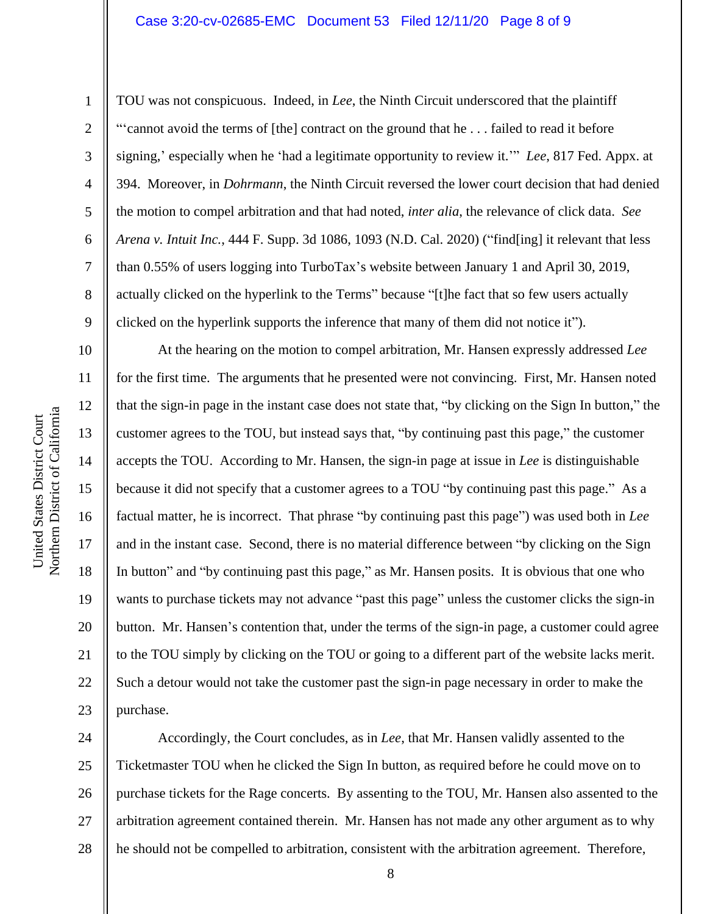TOU was not conspicuous. Indeed, in *Lee*, the Ninth Circuit underscored that the plaintiff "'cannot avoid the terms of [the] contract on the ground that he . . . failed to read it before signing,' especially when he 'had a legitimate opportunity to review it.'" *Lee*, 817 Fed. Appx. at 394. Moreover, in *Dohrmann*, the Ninth Circuit reversed the lower court decision that had denied the motion to compel arbitration and that had noted, *inter alia*, the relevance of click data. *See Arena v. Intuit Inc.*, 444 F. Supp. 3d 1086, 1093 (N.D. Cal. 2020) ("find[ing] it relevant that less than 0.55% of users logging into TurboTax's website between January 1 and April 30, 2019, actually clicked on the hyperlink to the Terms" because "[t]he fact that so few users actually clicked on the hyperlink supports the inference that many of them did not notice it").

At the hearing on the motion to compel arbitration, Mr. Hansen expressly addressed *Lee* for the first time. The arguments that he presented were not convincing. First, Mr. Hansen noted that the sign-in page in the instant case does not state that, "by clicking on the Sign In button," the customer agrees to the TOU, but instead says that, "by continuing past this page," the customer accepts the TOU. According to Mr. Hansen, the sign-in page at issue in *Lee* is distinguishable because it did not specify that a customer agrees to a TOU "by continuing past this page." As a factual matter, he is incorrect. That phrase "by continuing past this page") was used both in *Lee* and in the instant case. Second, there is no material difference between "by clicking on the Sign In button" and "by continuing past this page," as Mr. Hansen posits. It is obvious that one who wants to purchase tickets may not advance "past this page" unless the customer clicks the sign-in button. Mr. Hansen's contention that, under the terms of the sign-in page, a customer could agree to the TOU simply by clicking on the TOU or going to a different part of the website lacks merit. Such a detour would not take the customer past the sign-in page necessary in order to make the purchase.

Accordingly, the Court concludes, as in *Lee*, that Mr. Hansen validly assented to the Ticketmaster TOU when he clicked the Sign In button, as required before he could move on to purchase tickets for the Rage concerts. By assenting to the TOU, Mr. Hansen also assented to the arbitration agreement contained therein. Mr. Hansen has not made any other argument as to why he should not be compelled to arbitration, consistent with the arbitration agreement. Therefore,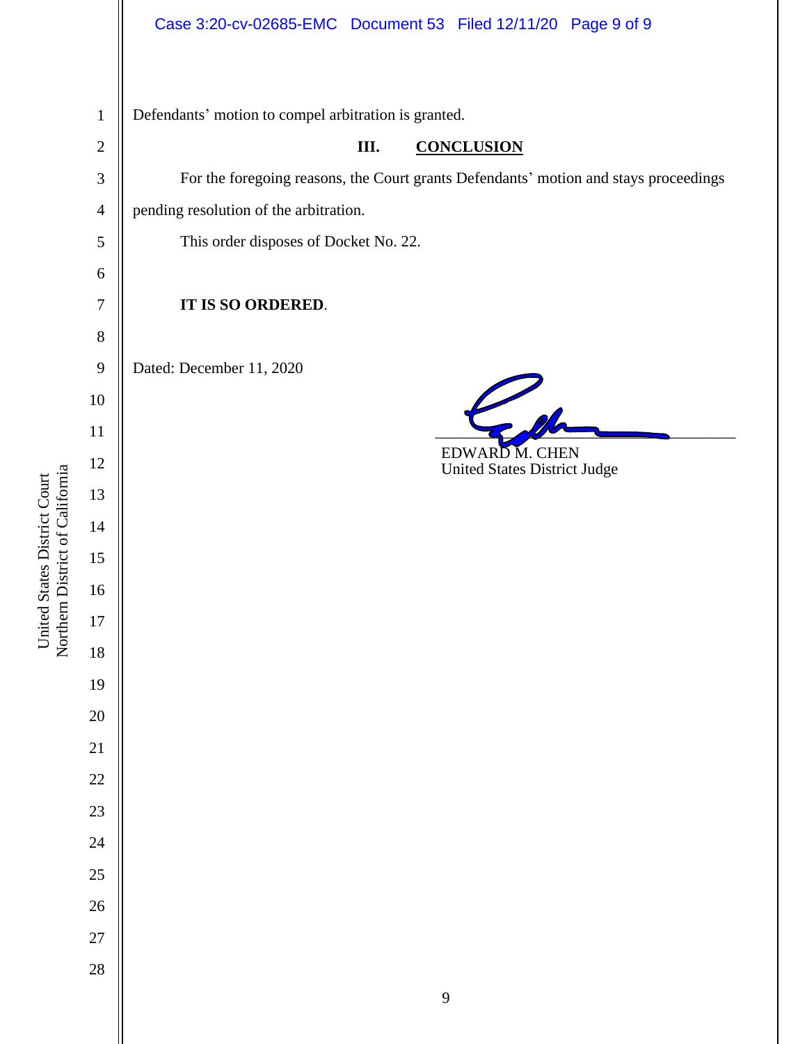Defendants' motion to compel arbitration is granted.

## III. CONCLUSION

For the foregoing reasons, the Court grants Defendants' motion and stays proceedings pending resolution of the arbitration.

This order disposes of Docket No. 22.

**IT IS SO ORDERED**.

Dated: December 11, 2020

EDWARD M. CHEN
United States District Judge